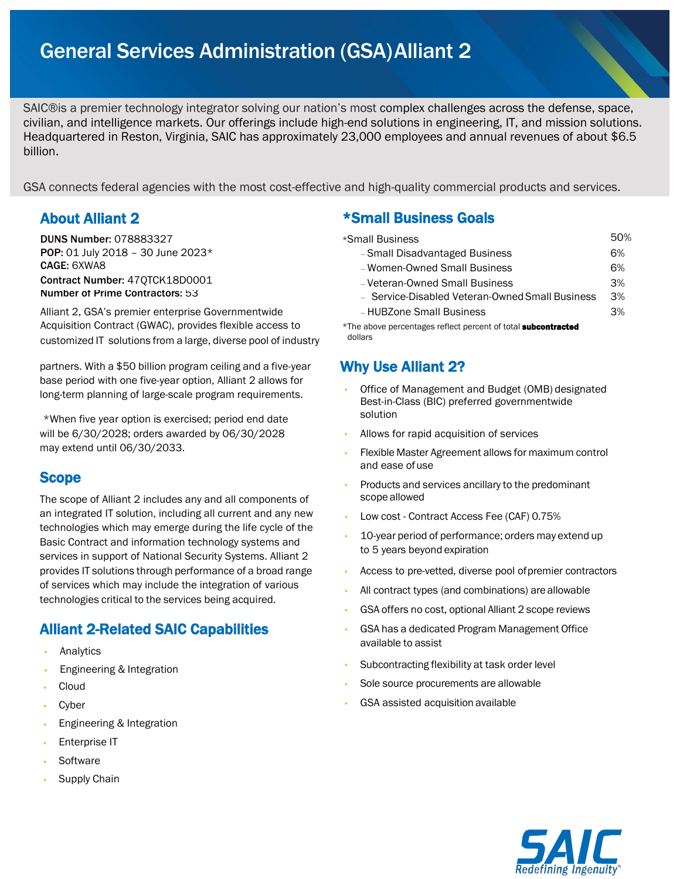# General Services Administration (GSA) Alliant 2

SAIC® is a premier technology integrator solving our nation's most complex challenges across the defense, space, civilian, and intelligence markets. Our offerings include high-end solutions in engineering, IT, and mission solutions. Headquartered in Reston, Virginia, SAIC has approximately 23,000 employees and annual revenues of about $6.5 billion.

GSA connects federal agencies with the most cost-effective and high-quality commercial products and services.

## About Alliant 2

**DUNS Number:** 078883327
**POP:** 01 July 2018 – 30 June 2023*
**CAGE:** 6XWA8
**Contract Number:** 47QTCK18D0001
**Number of Prime Contractors:** 53

Alliant 2, GSA's premier enterprise Governmentwide Acquisition Contract (GWAC), provides flexible access to customized IT solutions from a large, diverse pool of industry partners. With a $50 billion program ceiling and a five-year base period with one five-year option, Alliant 2 allows for long-term planning of large-scale program requirements.

*When five year option is exercised; period end date will be 6/30/2028; orders awarded by 06/30/2028 may extend until 06/30/2033.

## Scope

The scope of Alliant 2 includes any and all components of an integrated IT solution, including all current and any new technologies which may emerge during the life cycle of the Basic Contract and information technology systems and services in support of National Security Systems. Alliant 2 provides IT solutions through performance of a broad range of services which may include the integration of various technologies critical to the services being acquired.

## Alliant 2-Related SAIC Capabilities

- Analytics
- Engineering & Integration
- Cloud
- Cyber
- Engineering & Integration
- Enterprise IT
- Software
- Supply Chain

## *Small Business Goals

| | |
|---|---|
| *Small Business | 50% |
| – Small Disadvantaged Business | 6% |
| – Women-Owned Small Business | 6% |
| – Veteran-Owned Small Business | 3% |
| – Service-Disabled Veteran-Owned Small Business | 3% |
| – HUBZone Small Business | 3% |

*The above percentages reflect percent of total **subcontracted** dollars

## Why Use Alliant 2?

- Office of Management and Budget (OMB) designated Best-in-Class (BIC) preferred governmentwide solution
- Allows for rapid acquisition of services
- Flexible Master Agreement allows for maximum control and ease of use
- Products and services ancillary to the predominant scope allowed
- Low cost - Contract Access Fee (CAF) 0.75%
- 10-year period of performance; orders may extend up to 5 years beyond expiration
- Access to pre-vetted, diverse pool of premier contractors
- All contract types (and combinations) are allowable
- GSA offers no cost, optional Alliant 2 scope reviews
- GSA has a dedicated Program Management Office available to assist
- Subcontracting flexibility at task order level
- Sole source procurements are allowable
- GSA assisted acquisition available

SAIC
Redefining Ingenuity™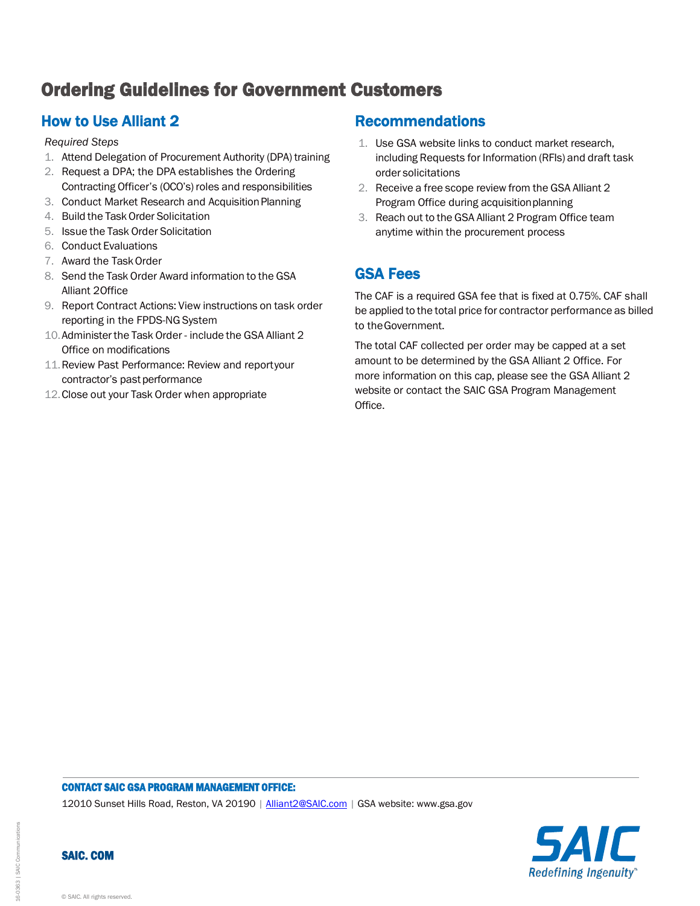# Ordering Guidelines for Government Customers

## How to Use Alliant 2

*Required Steps*

1. Attend Delegation of Procurement Authority (DPA) training
2. Request a DPA; the DPA establishes the Ordering Contracting Officer's (OCO's) roles and responsibilities
3. Conduct Market Research and Acquisition Planning
4. Build the Task Order Solicitation
5. Issue the Task Order Solicitation
6. Conduct Evaluations
7. Award the Task Order
8. Send the Task Order Award information to the GSA Alliant 2Office
9. Report Contract Actions: View instructions on task order reporting in the FPDS-NG System
10. Administer the Task Order - include the GSA Alliant 2 Office on modifications
11. Review Past Performance: Review and reportyour contractor's past performance
12. Close out your Task Order when appropriate

## Recommendations

1. Use GSA website links to conduct market research, including Requests for Information (RFIs) and draft task order solicitations
2. Receive a free scope review from the GSA Alliant 2 Program Office during acquisitionplanning
3. Reach out to the GSA Alliant 2 Program Office team anytime within the procurement process

## GSA Fees

The CAF is a required GSA fee that is fixed at 0.75%. CAF shall be applied to the total price for contractor performance as billed to theGovernment.

The total CAF collected per order may be capped at a set amount to be determined by the GSA Alliant 2 Office. For more information on this cap, please see the GSA Alliant 2 website or contact the SAIC GSA Program Management Office.

**CONTACT SAIC GSA PROGRAM MANAGEMENT OFFICE:**

12010 Sunset Hills Road, Reston, VA 20190 | Alliant2@SAIC.com | GSA website: www.gsa.gov

**SAIC. COM**

SAIC Redefining Ingenuity

16-0363 | SAIC Communications

© SAIC. All rights reserved.